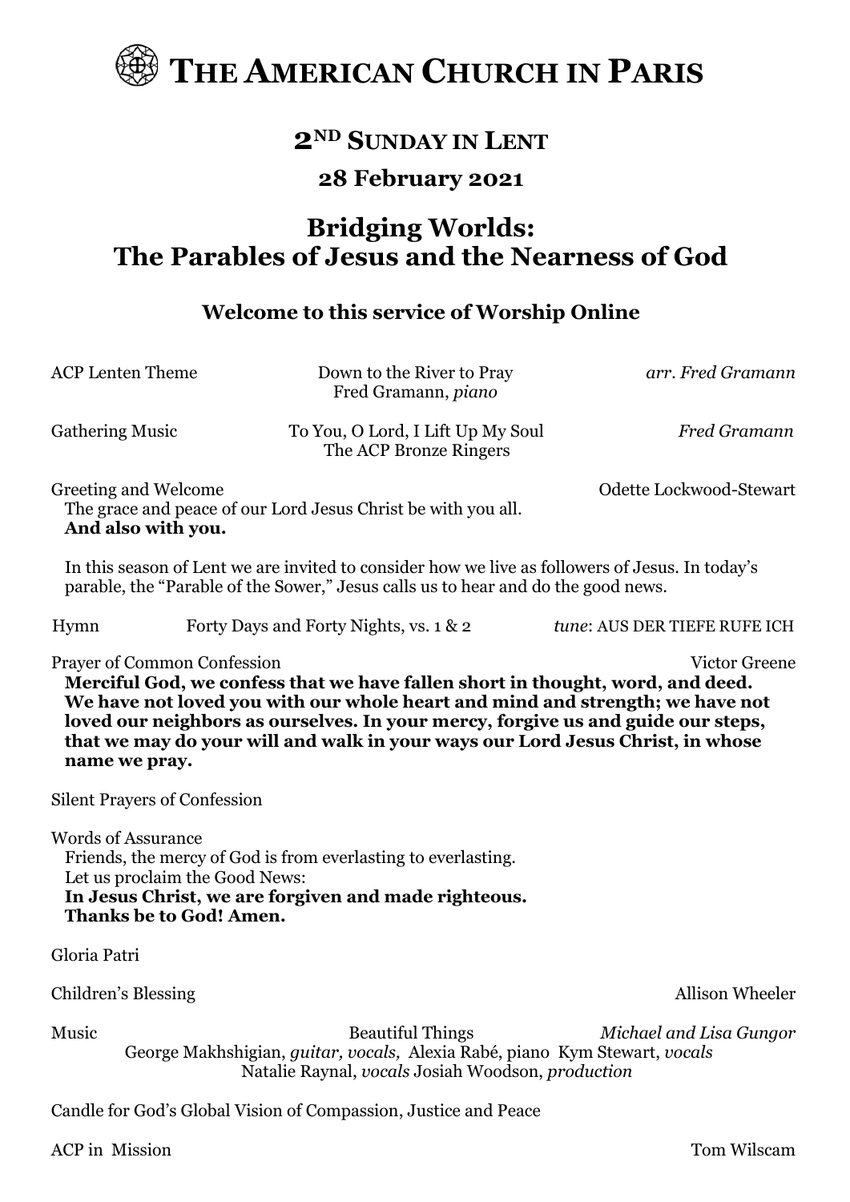# THE AMERICAN CHURCH IN PARIS

## 2ND SUNDAY IN LENT

## 28 February 2021

# Bridging Worlds: The Parables of Jesus and the Nearness of God

### Welcome to this service of Worship Online

ACP Lenten Theme — Down to the River to Pray — *arr. Fred Gramann*
Fred Gramann, *piano*

Gathering Music — To You, O Lord, I Lift Up My Soul — *Fred Gramann*
The ACP Bronze Ringers

Greeting and Welcome — Odette Lockwood-Stewart

The grace and peace of our Lord Jesus Christ be with you all.
**And also with you.**

In this season of Lent we are invited to consider how we live as followers of Jesus. In today's parable, the "Parable of the Sower," Jesus calls us to hear and do the good news.

Hymn — Forty Days and Forty Nights, vs. 1 & 2 — *tune*: AUS DER TIEFE RUFE ICH

Prayer of Common Confession — Victor Greene

**Merciful God, we confess that we have fallen short in thought, word, and deed. We have not loved you with our whole heart and mind and strength; we have not loved our neighbors as ourselves. In your mercy, forgive us and guide our steps, that we may do your will and walk in your ways our Lord Jesus Christ, in whose name we pray.**

Silent Prayers of Confession

Words of Assurance

Friends, the mercy of God is from everlasting to everlasting.
Let us proclaim the Good News:
**In Jesus Christ, we are forgiven and made righteous.**
**Thanks be to God! Amen.**

Gloria Patri

Children's Blessing — Allison Wheeler

Music — Beautiful Things — *Michael and Lisa Gungor*
George Makhshigian, *guitar, vocals,* Alexia Rabé, piano Kym Stewart, *vocals*
Natalie Raynal, *vocals* Josiah Woodson, *production*

Candle for God's Global Vision of Compassion, Justice and Peace

ACP in Mission — Tom Wilscam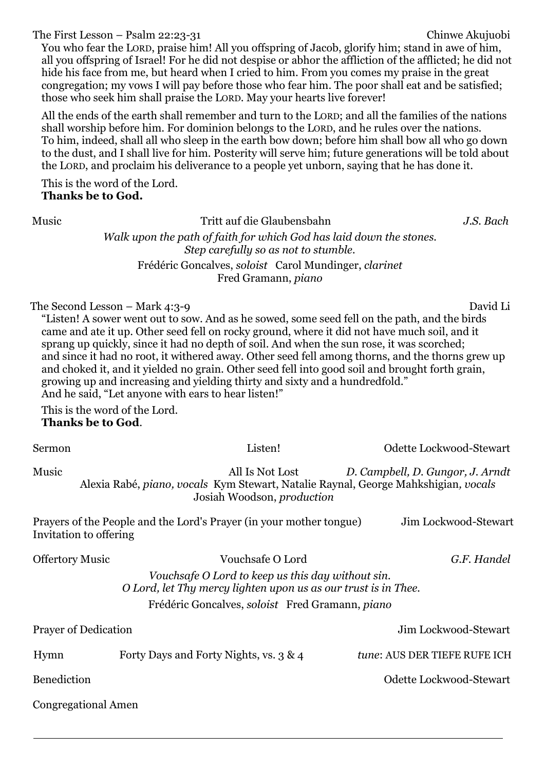The First Lesson – Psalm 22:23-31 Chinwe Akujuobi

You who fear the LORD, praise him! All you offspring of Jacob, glorify him; stand in awe of him, all you offspring of Israel! For he did not despise or abhor the affliction of the afflicted; he did not hide his face from me, but heard when I cried to him. From you comes my praise in the great congregation; my vows I will pay before those who fear him. The poor shall eat and be satisfied; those who seek him shall praise the LORD. May your hearts live forever!

All the ends of the earth shall remember and turn to the LORD; and all the families of the nations shall worship before him. For dominion belongs to the LORD, and he rules over the nations. To him, indeed, shall all who sleep in the earth bow down; before him shall bow all who go down to the dust, and I shall live for him. Posterity will serve him; future generations will be told about the LORD, and proclaim his deliverance to a people yet unborn, saying that he has done it.

This is the word of the Lord.
**Thanks be to God.**

Music Tritt auf die Glaubensbahn *J.S. Bach*

*Walk upon the path of faith for which God has laid down the stones.*
*Step carefully so as not to stumble.*

Frédéric Goncalves, *soloist* Carol Mundinger, *clarinet*
Fred Gramann, *piano*

The Second Lesson – Mark 4:3-9 David Li

"Listen! A sower went out to sow. And as he sowed, some seed fell on the path, and the birds came and ate it up. Other seed fell on rocky ground, where it did not have much soil, and it sprang up quickly, since it had no depth of soil. And when the sun rose, it was scorched; and since it had no root, it withered away. Other seed fell among thorns, and the thorns grew up and choked it, and it yielded no grain. Other seed fell into good soil and brought forth grain, growing up and increasing and yielding thirty and sixty and a hundredfold."
And he said, "Let anyone with ears to hear listen!"

This is the word of the Lord.
**Thanks be to God**.

Sermon Listen! Odette Lockwood-Stewart

Music All Is Not Lost *D. Campbell, D. Gungor, J. Arndt*

Alexia Rabé, *piano, vocals* Kym Stewart, Natalie Raynal, George Mahkshigian*, vocals*
Josiah Woodson, *production*

Prayers of the People and the Lord's Prayer (in your mother tongue) Jim Lockwood-Stewart
Invitation to offering

Offertory Music Vouchsafe O Lord *G.F. Handel*

*Vouchsafe O Lord to keep us this day without sin.*
*O Lord, let Thy mercy lighten upon us as our trust is in Thee.*

Frédéric Goncalves, *soloist* Fred Gramann, *piano*

Prayer of Dedication Jim Lockwood-Stewart

Hymn Forty Days and Forty Nights, vs. 3 & 4 *tune*: AUS DER TIEFE RUFE ICH

Benediction Odette Lockwood-Stewart

Congregational Amen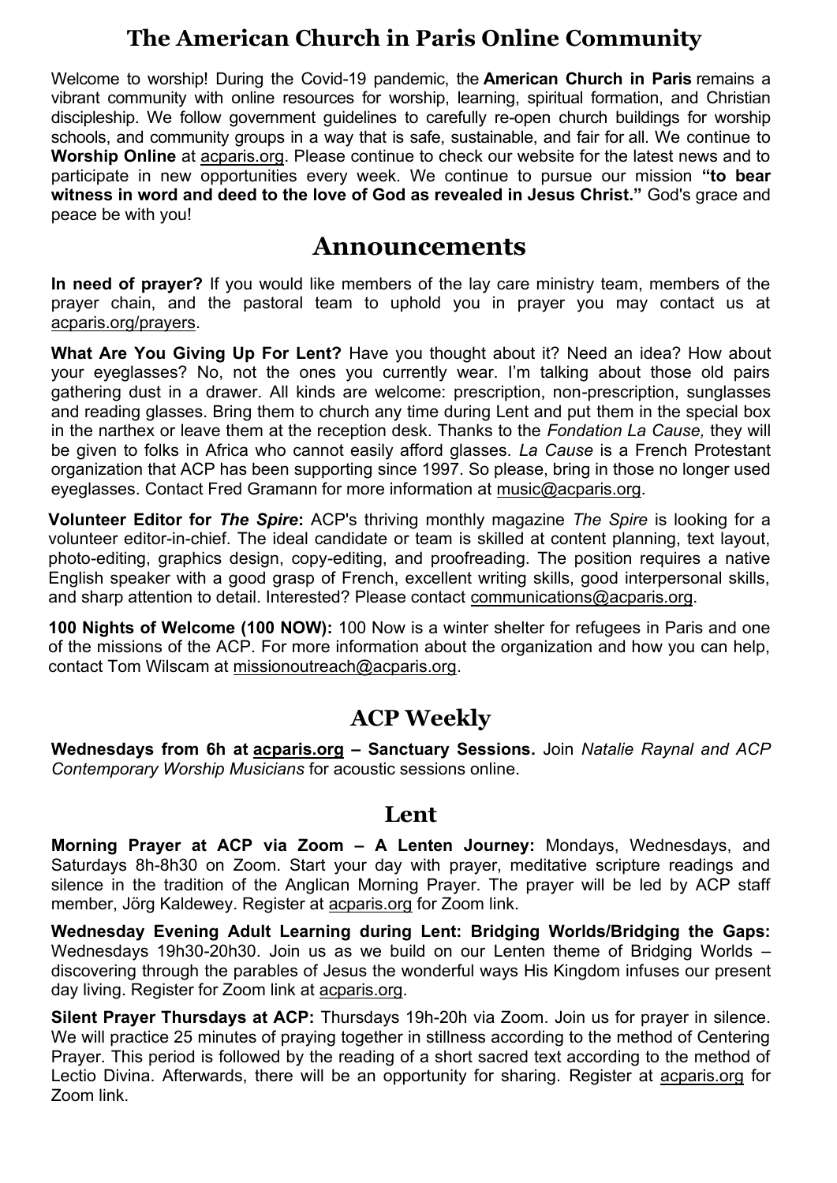# The American Church in Paris Online Community

Welcome to worship! During the Covid-19 pandemic, the **American Church in Paris** remains a vibrant community with online resources for worship, learning, spiritual formation, and Christian discipleship. We follow government guidelines to carefully re-open church buildings for worship schools, and community groups in a way that is safe, sustainable, and fair for all. We continue to **Worship Online** at acparis.org. Please continue to check our website for the latest news and to participate in new opportunities every week. We continue to pursue our mission **"to bear witness in word and deed to the love of God as revealed in Jesus Christ."** God's grace and peace be with you!

# Announcements

**In need of prayer?** If you would like members of the lay care ministry team, members of the prayer chain, and the pastoral team to uphold you in prayer you may contact us at acparis.org/prayers.

**What Are You Giving Up For Lent?** Have you thought about it? Need an idea? How about your eyeglasses? No, not the ones you currently wear. I'm talking about those old pairs gathering dust in a drawer. All kinds are welcome: prescription, non-prescription, sunglasses and reading glasses. Bring them to church any time during Lent and put them in the special box in the narthex or leave them at the reception desk. Thanks to the *Fondation La Cause,* they will be given to folks in Africa who cannot easily afford glasses. *La Cause* is a French Protestant organization that ACP has been supporting since 1997. So please, bring in those no longer used eyeglasses. Contact Fred Gramann for more information at music@acparis.org.

**Volunteer Editor for *The Spire*:** ACP's thriving monthly magazine *The Spire* is looking for a volunteer editor-in-chief. The ideal candidate or team is skilled at content planning, text layout, photo-editing, graphics design, copy-editing, and proofreading. The position requires a native English speaker with a good grasp of French, excellent writing skills, good interpersonal skills, and sharp attention to detail. Interested? Please contact communications@acparis.org.

**100 Nights of Welcome (100 NOW):** 100 Now is a winter shelter for refugees in Paris and one of the missions of the ACP. For more information about the organization and how you can help, contact Tom Wilscam at missionoutreach@acparis.org.

## ACP Weekly

**Wednesdays from 6h at acparis.org – Sanctuary Sessions.** Join *Natalie Raynal and ACP Contemporary Worship Musicians* for acoustic sessions online.

## Lent

**Morning Prayer at ACP via Zoom – A Lenten Journey:** Mondays, Wednesdays, and Saturdays 8h-8h30 on Zoom. Start your day with prayer, meditative scripture readings and silence in the tradition of the Anglican Morning Prayer. The prayer will be led by ACP staff member, Jörg Kaldewey. Register at acparis.org for Zoom link.

**Wednesday Evening Adult Learning during Lent: Bridging Worlds/Bridging the Gaps:** Wednesdays 19h30-20h30. Join us as we build on our Lenten theme of Bridging Worlds – discovering through the parables of Jesus the wonderful ways His Kingdom infuses our present day living. Register for Zoom link at acparis.org.

**Silent Prayer Thursdays at ACP:** Thursdays 19h-20h via Zoom. Join us for prayer in silence. We will practice 25 minutes of praying together in stillness according to the method of Centering Prayer. This period is followed by the reading of a short sacred text according to the method of Lectio Divina. Afterwards, there will be an opportunity for sharing. Register at acparis.org for Zoom link.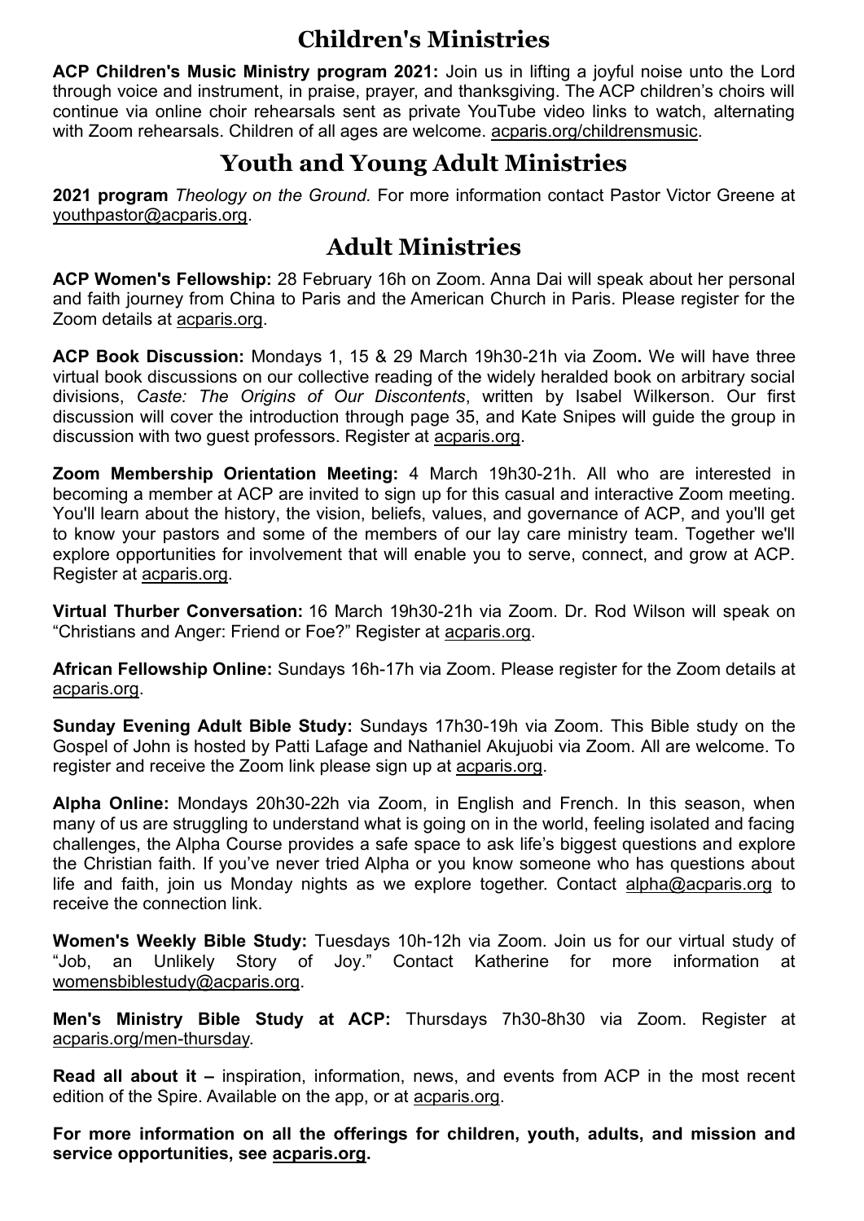# Children's Ministries

**ACP Children's Music Ministry program 2021:** Join us in lifting a joyful noise unto the Lord through voice and instrument, in praise, prayer, and thanksgiving. The ACP children's choirs will continue via online choir rehearsals sent as private YouTube video links to watch, alternating with Zoom rehearsals. Children of all ages are welcome. acparis.org/childrensmusic.

# Youth and Young Adult Ministries

**2021 program** *Theology on the Ground*. For more information contact Pastor Victor Greene at youthpastor@acparis.org.

# Adult Ministries

**ACP Women's Fellowship:** 28 February 16h on Zoom. Anna Dai will speak about her personal and faith journey from China to Paris and the American Church in Paris. Please register for the Zoom details at acparis.org.

**ACP Book Discussion:** Mondays 1, 15 & 29 March 19h30-21h via Zoom**.** We will have three virtual book discussions on our collective reading of the widely heralded book on arbitrary social divisions, *Caste: The Origins of Our Discontents*, written by Isabel Wilkerson. Our first discussion will cover the introduction through page 35, and Kate Snipes will guide the group in discussion with two guest professors. Register at acparis.org.

**Zoom Membership Orientation Meeting:** 4 March 19h30-21h. All who are interested in becoming a member at ACP are invited to sign up for this casual and interactive Zoom meeting. You'll learn about the history, the vision, beliefs, values, and governance of ACP, and you'll get to know your pastors and some of the members of our lay care ministry team. Together we'll explore opportunities for involvement that will enable you to serve, connect, and grow at ACP. Register at acparis.org.

**Virtual Thurber Conversation:** 16 March 19h30-21h via Zoom. Dr. Rod Wilson will speak on "Christians and Anger: Friend or Foe?" Register at acparis.org.

**African Fellowship Online:** Sundays 16h-17h via Zoom. Please register for the Zoom details at acparis.org.

**Sunday Evening Adult Bible Study:** Sundays 17h30-19h via Zoom. This Bible study on the Gospel of John is hosted by Patti Lafage and Nathaniel Akujuobi via Zoom. All are welcome. To register and receive the Zoom link please sign up at acparis.org.

**Alpha Online:** Mondays 20h30-22h via Zoom, in English and French. In this season, when many of us are struggling to understand what is going on in the world, feeling isolated and facing challenges, the Alpha Course provides a safe space to ask life's biggest questions and explore the Christian faith. If you've never tried Alpha or you know someone who has questions about life and faith, join us Monday nights as we explore together. Contact alpha@acparis.org to receive the connection link.

**Women's Weekly Bible Study:** Tuesdays 10h-12h via Zoom. Join us for our virtual study of "Job, an Unlikely Story of Joy." Contact Katherine for more information at womensbiblestudy@acparis.org.

**Men's Ministry Bible Study at ACP:** Thursdays 7h30-8h30 via Zoom. Register at acparis.org/men-thursday.

**Read all about it –** inspiration, information, news, and events from ACP in the most recent edition of the Spire. Available on the app, or at acparis.org.

**For more information on all the offerings for children, youth, adults, and mission and service opportunities, see acparis.org.**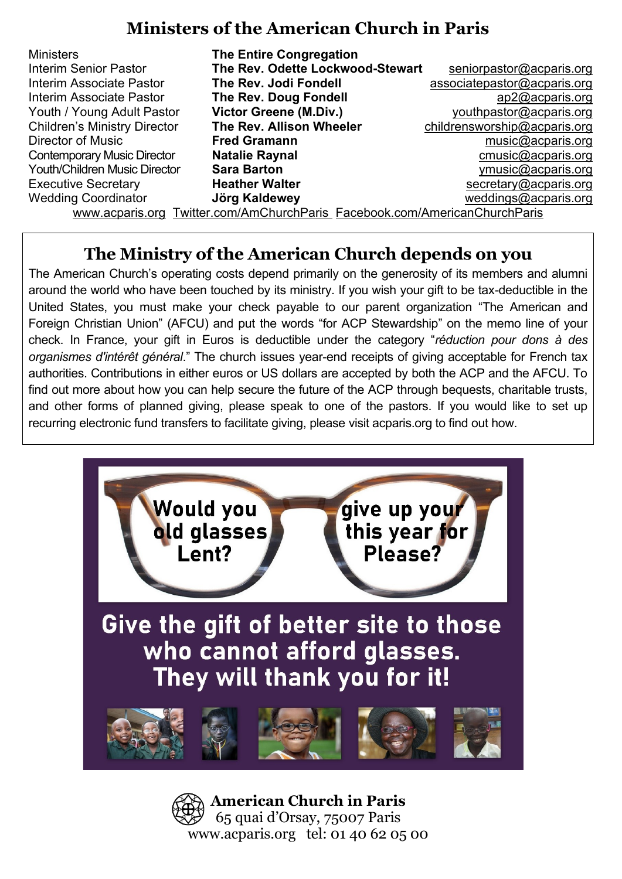## Ministers of the American Church in Paris

| | | |
|---|---|---|
| Ministers | **The Entire Congregation** | |
| Interim Senior Pastor | **The Rev. Odette Lockwood-Stewart** | seniorpastor@acparis.org |
| Interim Associate Pastor | **The Rev. Jodi Fondell** | associatepastor@acparis.org |
| Interim Associate Pastor | **The Rev. Doug Fondell** | ap2@acparis.org |
| Youth / Young Adult Pastor | **Victor Greene (M.Div.)** | youthpastor@acparis.org |
| Children's Ministry Director | **The Rev. Allison Wheeler** | childrensworship@acparis.org |
| Director of Music | **Fred Gramann** | music@acparis.org |
| Contemporary Music Director | **Natalie Raynal** | cmusic@acparis.org |
| Youth/Children Music Director | **Sara Barton** | ymusic@acparis.org |
| Executive Secretary | **Heather Walter** | secretary@acparis.org |
| Wedding Coordinator | **Jörg Kaldewey** | weddings@acparis.org |

www.acparis.org Twitter.com/AmChurchParis Facebook.com/AmericanChurchParis

## The Ministry of the American Church depends on you

The American Church's operating costs depend primarily on the generosity of its members and alumni around the world who have been touched by its ministry. If you wish your gift to be tax-deductible in the United States, you must make your check payable to our parent organization "The American and Foreign Christian Union" (AFCU) and put the words "for ACP Stewardship" on the memo line of your check. In France, your gift in Euros is deductible under the category "*réduction pour dons à des organismes d'intérêt général*." The church issues year-end receipts of giving acceptable for French tax authorities. Contributions in either euros or US dollars are accepted by both the ACP and the AFCU. To find out more about how you can help secure the future of the ACP through bequests, charitable trusts, and other forms of planned giving, please speak to one of the pastors. If you would like to set up recurring electronic fund transfers to facilitate giving, please visit acparis.org to find out how.

Would you give up your old glasses this year for Lent? Please?

Give the gift of better site to those who cannot afford glasses. They will thank you for it!

**American Church in Paris**
65 quai d'Orsay, 75007 Paris
www.acparis.org tel: 01 40 62 05 00